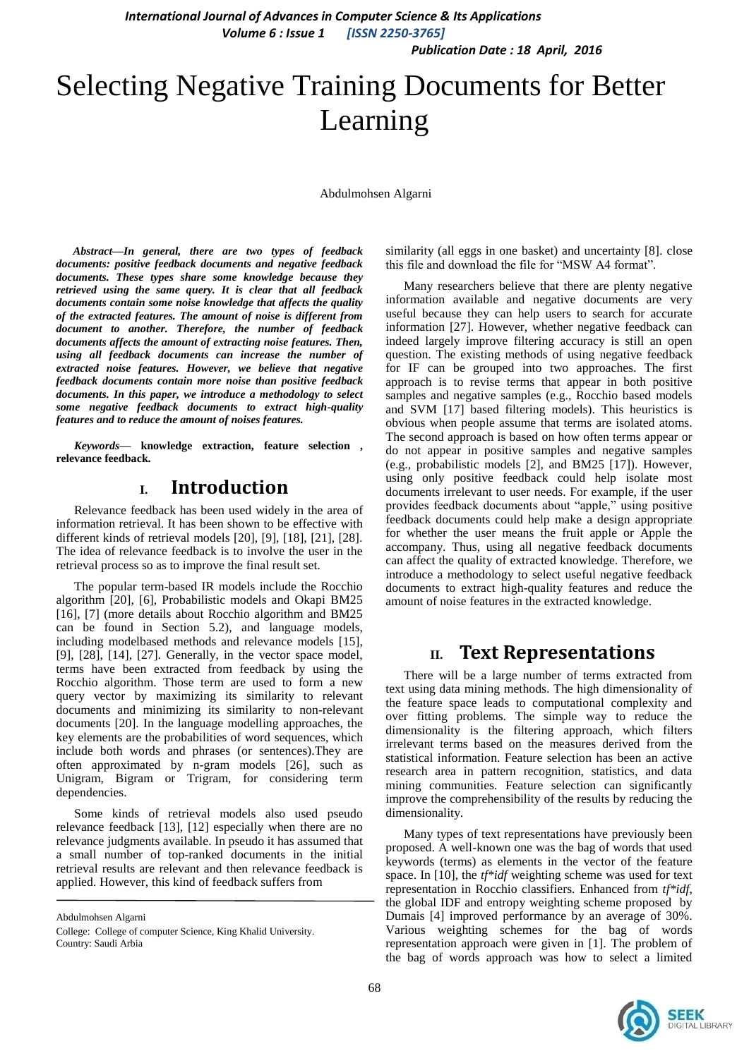# Selecting Negative Training Documents for Better Learning

Abdulmohsen Algarni

***Abstract—In general, there are two types of feedback documents: positive feedback documents and negative feedback documents. These types share some knowledge because they retrieved using the same query. It is clear that all feedback documents contain some noise knowledge that affects the quality of the extracted features. The amount of noise is different from document to another. Therefore, the number of feedback documents affects the amount of extracting noise features. Then, using all feedback documents can increase the number of extracted noise features. However, we believe that negative feedback documents contain more noise than positive feedback documents. In this paper, we introduce a methodology to select some negative feedback documents to extract high-quality features and to reduce the amount of noises features.***

***Keywords*— knowledge extraction, feature selection , relevance feedback.**

## I. Introduction

Relevance feedback has been used widely in the area of information retrieval. It has been shown to be effective with different kinds of retrieval models [20], [9], [18], [21], [28]. The idea of relevance feedback is to involve the user in the retrieval process so as to improve the final result set.

The popular term-based IR models include the Rocchio algorithm [20], [6], Probabilistic models and Okapi BM25 [16], [7] (more details about Rocchio algorithm and BM25 can be found in Section 5.2), and language models, including modelbased methods and relevance models [15], [9], [28], [14], [27]. Generally, in the vector space model, terms have been extracted from feedback by using the Rocchio algorithm. Those term are used to form a new query vector by maximizing its similarity to relevant documents and minimizing its similarity to non-relevant documents [20]. In the language modelling approaches, the key elements are the probabilities of word sequences, which include both words and phrases (or sentences).They are often approximated by n-gram models [26], such as Unigram, Bigram or Trigram, for considering term dependencies.

Some kinds of retrieval models also used pseudo relevance feedback [13], [12] especially when there are no relevance judgments available. In pseudo it has assumed that a small number of top-ranked documents in the initial retrieval results are relevant and then relevance feedback is applied. However, this kind of feedback suffers from similarity (all eggs in one basket) and uncertainty [8]. close this file and download the file for "MSW A4 format".

Many researchers believe that there are plenty negative information available and negative documents are very useful because they can help users to search for accurate information [27]. However, whether negative feedback can indeed largely improve filtering accuracy is still an open question. The existing methods of using negative feedback for IF can be grouped into two approaches. The first approach is to revise terms that appear in both positive samples and negative samples (e.g., Rocchio based models and SVM [17] based filtering models). This heuristics is obvious when people assume that terms are isolated atoms. The second approach is based on how often terms appear or do not appear in positive samples and negative samples (e.g., probabilistic models [2], and BM25 [17]). However, using only positive feedback could help isolate most documents irrelevant to user needs. For example, if the user provides feedback documents about "apple," using positive feedback documents could help make a design appropriate for whether the user means the fruit apple or Apple the accompany. Thus, using all negative feedback documents can affect the quality of extracted knowledge. Therefore, we introduce a methodology to select useful negative feedback documents to extract high-quality features and reduce the amount of noise features in the extracted knowledge.

## II. Text Representations

There will be a large number of terms extracted from text using data mining methods. The high dimensionality of the feature space leads to computational complexity and over fitting problems. The simple way to reduce the dimensionality is the filtering approach, which filters irrelevant terms based on the measures derived from the statistical information. Feature selection has been an active research area in pattern recognition, statistics, and data mining communities. Feature selection can significantly improve the comprehensibility of the results by reducing the dimensionality.

Many types of text representations have previously been proposed. A well-known one was the bag of words that used keywords (terms) as elements in the vector of the feature space. In [10], the *tf\*idf* weighting scheme was used for text representation in Rocchio classifiers. Enhanced from *tf\*idf*, the global IDF and entropy weighting scheme proposed by Dumais [4] improved performance by an average of 30%. Various weighting schemes for the bag of words representation approach were given in [1]. The problem of the bag of words approach was how to select a limited

---

Abdulmohsen Algarni

College: College of computer Science, King Khalid University.

Country: Saudi Arbia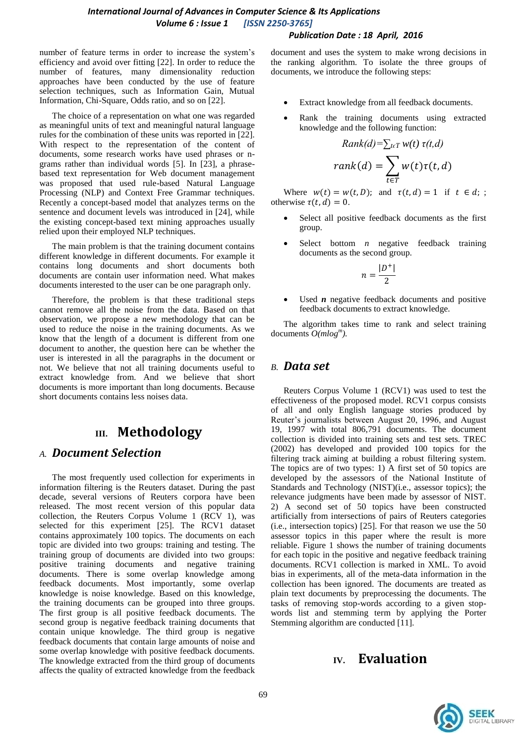number of feature terms in order to increase the system's efficiency and avoid over fitting [22]. In order to reduce the number of features, many dimensionality reduction approaches have been conducted by the use of feature selection techniques, such as Information Gain, Mutual Information, Chi-Square, Odds ratio, and so on [22].

The choice of a representation on what one was regarded as meaningful units of text and meaningful natural language rules for the combination of these units was reported in [22]. With respect to the representation of the content of documents, some research works have used phrases or n-grams rather than individual words [5]. In [23], a phrase-based text representation for Web document management was proposed that used rule-based Natural Language Processing (NLP) and Context Free Grammar techniques. Recently a concept-based model that analyzes terms on the sentence and document levels was introduced in [24], while the existing concept-based text mining approaches usually relied upon their employed NLP techniques.

The main problem is that the training document contains different knowledge in different documents. For example it contains long documents and short documents both documents are contain user information need. What makes documents interested to the user can be one paragraph only.

Therefore, the problem is that these traditional steps cannot remove all the noise from the data. Based on that observation, we propose a new methodology that can be used to reduce the noise in the training documents. As we know that the length of a document is different from one document to another, the question here can be whether the user is interested in all the paragraphs in the document or not. We believe that not all training documents useful to extract knowledge from. And we believe that short documents is more important than long documents. Because short documents contains less noises data.

# III. Methodology

## A. Document Selection

The most frequently used collection for experiments in information filtering is the Reuters dataset. During the past decade, several versions of Reuters corpora have been released. The most recent version of this popular data collection, the Reuters Corpus Volume 1 (RCV 1), was selected for this experiment [25]. The RCV1 dataset contains approximately 100 topics. The documents on each topic are divided into two groups: training and testing. The training group of documents are divided into two groups: positive training documents and negative training documents. There is some overlap knowledge among feedback documents. Most importantly, some overlap knowledge is noise knowledge. Based on this knowledge, the training documents can be grouped into three groups. The first group is all positive feedback documents. The second group is negative feedback training documents that contain unique knowledge. The third group is negative feedback documents that contain large amounts of noise and some overlap knowledge with positive feedback documents. The knowledge extracted from the third group of documents affects the quality of extracted knowledge from the feedback document and uses the system to make wrong decisions in the ranking algorithm. To isolate the three groups of documents, we introduce the following steps:

- Extract knowledge from all feedback documents.
- Rank the training documents using extracted knowledge and the following function:

$$Rank(d)=\sum_{t \in T} w(t)\ \tau(t,d)$$

$$rank(d) = \sum_{t \in T} w(t)\tau(t,d)$$

Where $w(t) = w(t, D)$; and $\tau(t, d) = 1$ if $t \in d$; ; otherwise $\tau(t, d) = 0$.

- Select all positive feedback documents as the first group.
- Select bottom $n$ negative feedback training documents as the second group.

$$n = \frac{|D^+|}{2}$$

- Used $\boldsymbol{n}$ negative feedback documents and positive feedback documents to extract knowledge.

The algorithm takes time to rank and select training documents $O(mlog^m)$.

## B. Data set

Reuters Corpus Volume 1 (RCV1) was used to test the effectiveness of the proposed model. RCV1 corpus consists of all and only English language stories produced by Reuter's journalists between August 20, 1996, and August 19, 1997 with total 806,791 documents. The document collection is divided into training sets and test sets. TREC (2002) has developed and provided 100 topics for the filtering track aiming at building a robust filtering system. The topics are of two types: 1) A first set of 50 topics are developed by the assessors of the National Institute of Standards and Technology (NIST)(i.e., assessor topics); the relevance judgments have been made by assessor of NIST. 2) A second set of 50 topics have been constructed artificially from intersections of pairs of Reuters categories (i.e., intersection topics) [25]. For that reason we use the 50 assessor topics in this paper where the result is more reliable. Figure 1 shows the number of training documents for each topic in the positive and negative feedback training documents. RCV1 collection is marked in XML. To avoid bias in experiments, all of the meta-data information in the collection has been ignored. The documents are treated as plain text documents by preprocessing the documents. The tasks of removing stop-words according to a given stop-words list and stemming term by applying the Porter Stemming algorithm are conducted [11].

# IV. Evaluation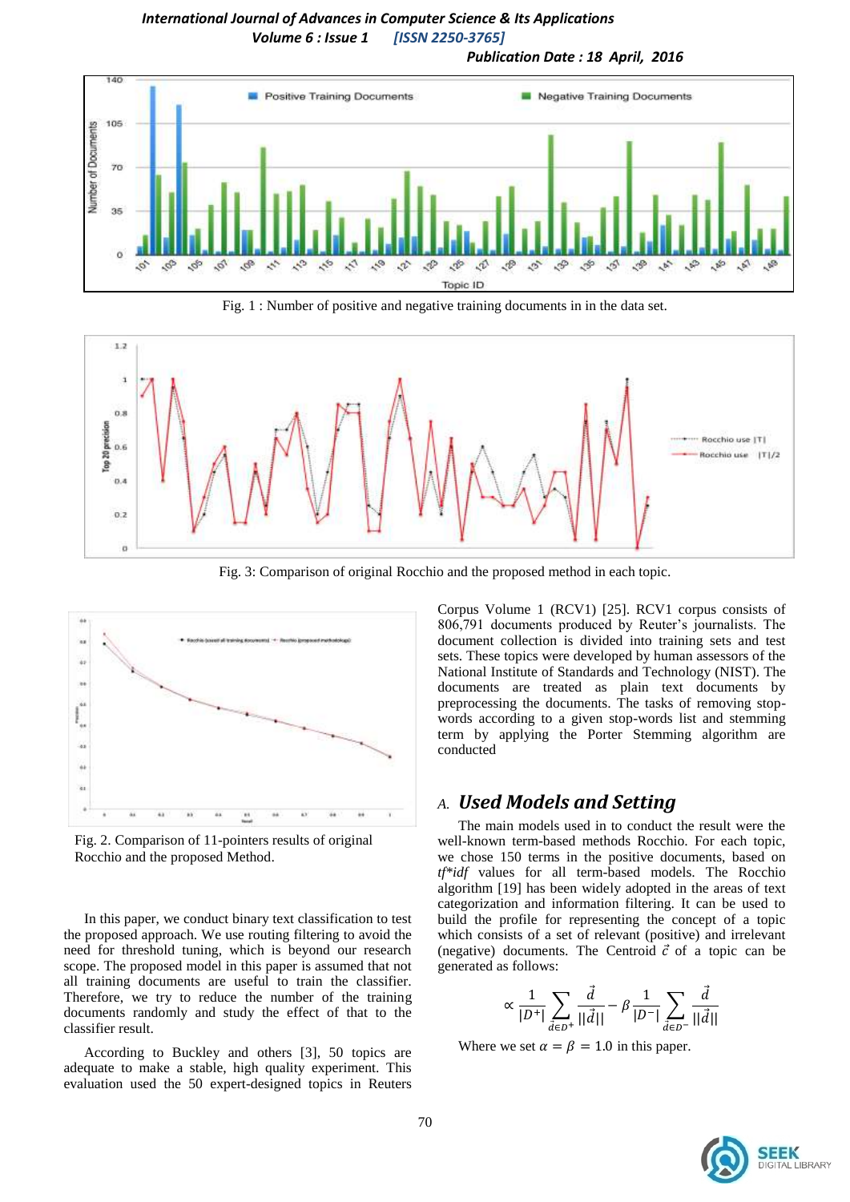Fig. 1 : Number of positive and negative training documents in in the data set.

Fig. 3: Comparison of original Rocchio and the proposed method in each topic.

Fig. 2. Comparison of 11-pointers results of original Rocchio and the proposed Method.

In this paper, we conduct binary text classification to test the proposed approach. We use routing filtering to avoid the need for threshold tuning, which is beyond our research scope. The proposed model in this paper is assumed that not all training documents are useful to train the classifier. Therefore, we try to reduce the number of the training documents randomly and study the effect of that to the classifier result.

According to Buckley and others [3], 50 topics are adequate to make a stable, high quality experiment. This evaluation used the 50 expert-designed topics in Reuters Corpus Volume 1 (RCV1) [25]. RCV1 corpus consists of 806,791 documents produced by Reuter's journalists. The document collection is divided into training sets and test sets. These topics were developed by human assessors of the National Institute of Standards and Technology (NIST). The documents are treated as plain text documents by preprocessing the documents. The tasks of removing stop-words according to a given stop-words list and stemming term by applying the Porter Stemming algorithm are conducted

## A. *Used Models and Setting*

The main models used in to conduct the result were the well-known term-based methods Rocchio. For each topic, we chose 150 terms in the positive documents, based on *tf\*idf* values for all term-based models. The Rocchio algorithm [19] has been widely adopted in the areas of text categorization and information filtering. It can be used to build the profile for representing the concept of a topic which consists of a set of relevant (positive) and irrelevant (negative) documents. The Centroid $\vec{c}$ of a topic can be generated as follows:

$$\propto \frac{1}{|D^{+}|}\sum_{\vec{d}\in D^{+}}\frac{\vec{d}}{||\vec{d}||} - \beta\frac{1}{|D^{-}|}\sum_{\vec{d}\in D^{-}}\frac{\vec{d}}{||\vec{d}||}$$

Where we set $\alpha = \beta = 1.0$ in this paper.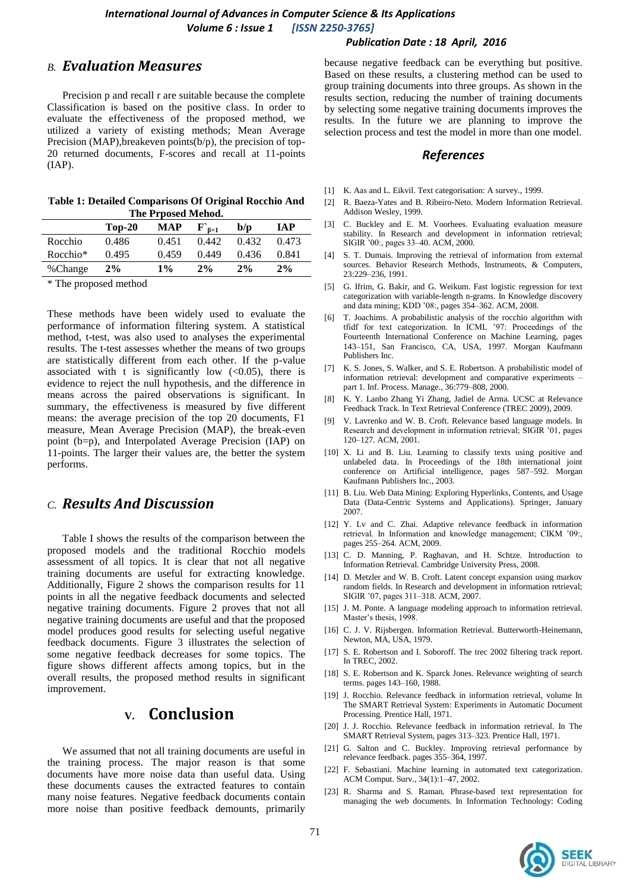### *B.* ***Evaluation Measures***

Precision p and recall r are suitable because the complete Classification is based on the positive class. In order to evaluate the effectiveness of the proposed method, we utilized a variety of existing methods; Mean Average Precision (MAP),breakeven points(b/p), the precision of top-20 returned documents, F-scores and recall at 11-points (IAP).

**Table 1: Detailed Comparisons Of Original Rocchio And The Prposed Mehod.**

| | Top-20 | MAP | $F`_{\beta=1}$ | b/p | IAP |
|---|---|---|---|---|---|
| Rocchio | 0.486 | 0.451 | 0.442 | 0.432 | 0.473 |
| Rocchio* | 0.495 | 0.459 | 0.449 | 0.436 | 0.841 |
| %Change | **2%** | **1%** | **2%** | **2%** | **2%** |

\* The proposed method

These methods have been widely used to evaluate the performance of information filtering system. A statistical method, t-test, was also used to analyses the experimental results. The t-test assesses whether the means of two groups are statistically different from each other. If the p-value associated with t is significantly low (<0.05), there is evidence to reject the null hypothesis, and the difference in means across the paired observations is significant. In summary, the effectiveness is measured by five different means: the average precision of the top 20 documents, F1 measure, Mean Average Precision (MAP), the break-even point (b=p), and Interpolated Average Precision (IAP) on 11-points. The larger their values are, the better the system performs.

### *C.* ***Results And Discussion***

Table I shows the results of the comparison between the proposed models and the traditional Rocchio models assessment of all topics. It is clear that not all negative training documents are useful for extracting knowledge. Additionally, Figure 2 shows the comparison results for 11 points in all the negative feedback documents and selected negative training documents. Figure 2 proves that not all negative training documents are useful and that the proposed model produces good results for selecting useful negative feedback documents. Figure 3 illustrates the selection of some negative feedback decreases for some topics. The figure shows different affects among topics, but in the overall results, the proposed method results in significant improvement.

## V. Conclusion

We assumed that not all training documents are useful in the training process. The major reason is that some documents have more noise data than useful data. Using these documents causes the extracted features to contain many noise features. Negative feedback documents contain more noise than positive feedback demounts, primarily because negative feedback can be everything but positive. Based on these results, a clustering method can be used to group training documents into three groups. As shown in the results section, reducing the number of training documents by selecting some negative training documents improves the results. In the future we are planning to improve the selection process and test the model in more than one model.

## *References*

[1] K. Aas and L. Eikvil. Text categorisation: A survey., 1999.

[2] R. Baeza-Yates and B. Ribeiro-Neto. Modern Information Retrieval. Addison Wesley, 1999.

[3] C. Buckley and E. M. Voorhees. Evaluating evaluation measure stability. In Research and development in information retrieval; SIGIR '00:, pages 33–40. ACM, 2000.

[4] S. T. Dumais. Improving the retrieval of information from external sources. Behavior Research Methods, Instruments, & Computers, 23:229–236, 1991.

[5] G. Ifrim, G. Bakir, and G. Weikum. Fast logistic regression for text categorization with variable-length n-grams. In Knowledge discovery and data mining; KDD '08:, pages 354–362. ACM, 2008.

[6] T. Joachims. A probabilistic analysis of the rocchio algorithm with tfidf for text categorization. In ICML '97: Proceedings of the Fourteenth International Conference on Machine Learning, pages 143–151, San Francisco, CA, USA, 1997. Morgan Kaufmann Publishers Inc.

[7] K. S. Jones, S. Walker, and S. E. Robertson. A probabilistic model of information retrieval: development and comparative experiments – part 1. Inf. Process. Manage., 36:779–808, 2000.

[8] K. Y. Lanbo Zhang Yi Zhang, Jadiel de Arma. UCSC at Relevance Feedback Track. In Text Retrieval Conference (TREC 2009), 2009.

[9] V. Lavrenko and W. B. Croft. Relevance based language models. In Research and development in information retrieval; SIGIR '01, pages 120–127. ACM, 2001.

[10] X. Li and B. Liu. Learning to classify texts using positive and unlabeled data. In Proceedings of the 18th international joint conference on Artificial intelligence, pages 587–592. Morgan Kaufmann Publishers Inc., 2003.

[11] B. Liu. Web Data Mining: Exploring Hyperlinks, Contents, and Usage Data (Data-Centric Systems and Applications). Springer, January 2007.

[12] Y. Lv and C. Zhai. Adaptive relevance feedback in information retrieval. In Information and knowledge management; CIKM '09:, pages 255–264. ACM, 2009.

[13] C. D. Manning, P. Raghavan, and H. Schtze. Introduction to Information Retrieval. Cambridge University Press, 2008.

[14] D. Metzler and W. B. Croft. Latent concept expansion using markov random fields. In Research and development in information retrieval; SIGIR '07, pages 311–318. ACM, 2007.

[15] J. M. Ponte. A language modeling approach to information retrieval. Master's thesis, 1998.

[16] C. J. V. Rijsbergen. Information Retrieval. Butterworth-Heinemann, Newton, MA, USA, 1979.

[17] S. E. Robertson and I. Soboroff. The trec 2002 filtering track report. In TREC, 2002.

[18] S. E. Robertson and K. Sparck Jones. Relevance weighting of search terms. pages 143–160, 1988.

[19] J. Rocchio. Relevance feedback in information retrieval, volume In The SMART Retrieval System: Experiments in Automatic Document Processing. Prentice Hall, 1971.

[20] J. J. Rocchio. Relevance feedback in information retrieval. In The SMART Retrieval System, pages 313–323. Prentice Hall, 1971.

[21] G. Salton and C. Buckley. Improving retrieval performance by relevance feedback. pages 355–364, 1997.

[22] F. Sebastiani. Machine learning in automated text categorization. ACM Comput. Surv., 34(1):1–47, 2002.

[23] R. Sharma and S. Raman. Phrase-based text representation for managing the web documents. In Information Technology: Coding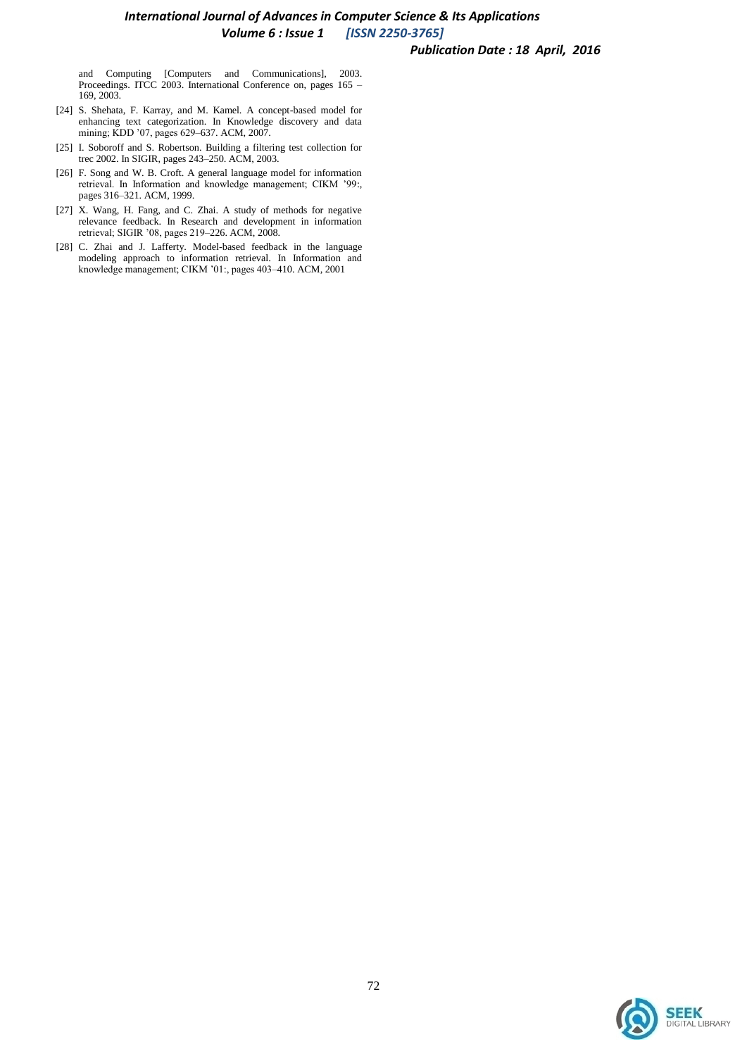and Computing [Computers and Communications], 2003. Proceedings. ITCC 2003. International Conference on, pages 165 – 169, 2003.

[24] S. Shehata, F. Karray, and M. Kamel. A concept-based model for enhancing text categorization. In Knowledge discovery and data mining; KDD '07, pages 629–637. ACM, 2007.

[25] I. Soboroff and S. Robertson. Building a filtering test collection for trec 2002. In SIGIR, pages 243–250. ACM, 2003.

[26] F. Song and W. B. Croft. A general language model for information retrieval. In Information and knowledge management; CIKM '99:, pages 316–321. ACM, 1999.

[27] X. Wang, H. Fang, and C. Zhai. A study of methods for negative relevance feedback. In Research and development in information retrieval; SIGIR '08, pages 219–226. ACM, 2008.

[28] C. Zhai and J. Lafferty. Model-based feedback in the language modeling approach to information retrieval. In Information and knowledge management; CIKM '01:, pages 403–410. ACM, 2001